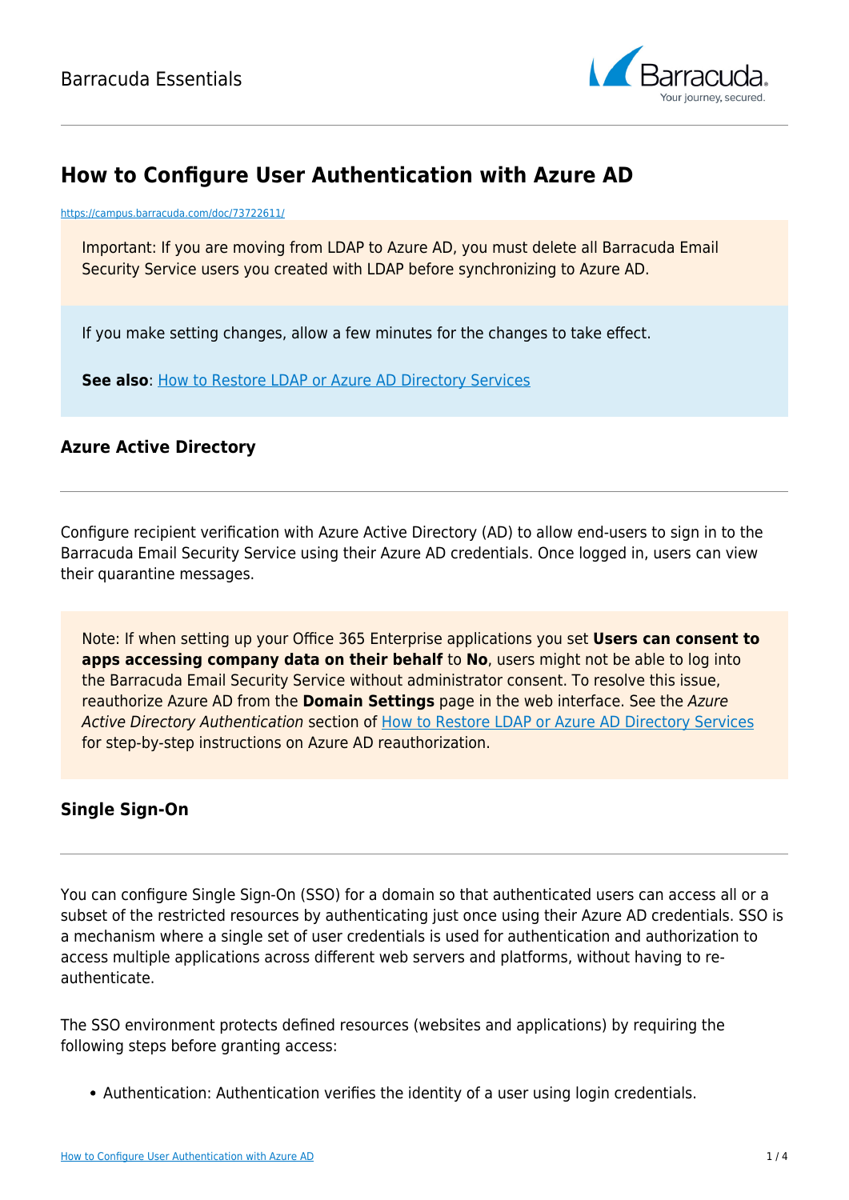# How to Configure User Authentication with Azure AD

https://campus.barracuda.com/doc/73722611/

Important: If you are moving from LDAP to Azure AD, you must delete all Barracuda Email Security Service users you created with LDAP before synchronizing to Azure AD.

If you make setting changes, allow a few minutes for the changes to take effect.

**See also**: [How to Restore LDAP or Azure AD Directory Services]

## Azure Active Directory

Configure recipient verification with Azure Active Directory (AD) to allow end-users to sign in to the Barracuda Email Security Service using their Azure AD credentials. Once logged in, users can view their quarantine messages.

Note: If when setting up your Office 365 Enterprise applications you set **Users can consent to apps accessing company data on their behalf** to **No**, users might not be able to log into the Barracuda Email Security Service without administrator consent. To resolve this issue, reauthorize Azure AD from the **Domain Settings** page in the web interface. See the *Azure Active Directory Authentication* section of [How to Restore LDAP or Azure AD Directory Services] for step-by-step instructions on Azure AD reauthorization.

## Single Sign-On

You can configure Single Sign-On (SSO) for a domain so that authenticated users can access all or a subset of the restricted resources by authenticating just once using their Azure AD credentials. SSO is a mechanism where a single set of user credentials is used for authentication and authorization to access multiple applications across different web servers and platforms, without having to re-authenticate.

The SSO environment protects defined resources (websites and applications) by requiring the following steps before granting access:

- Authentication: Authentication verifies the identity of a user using login credentials.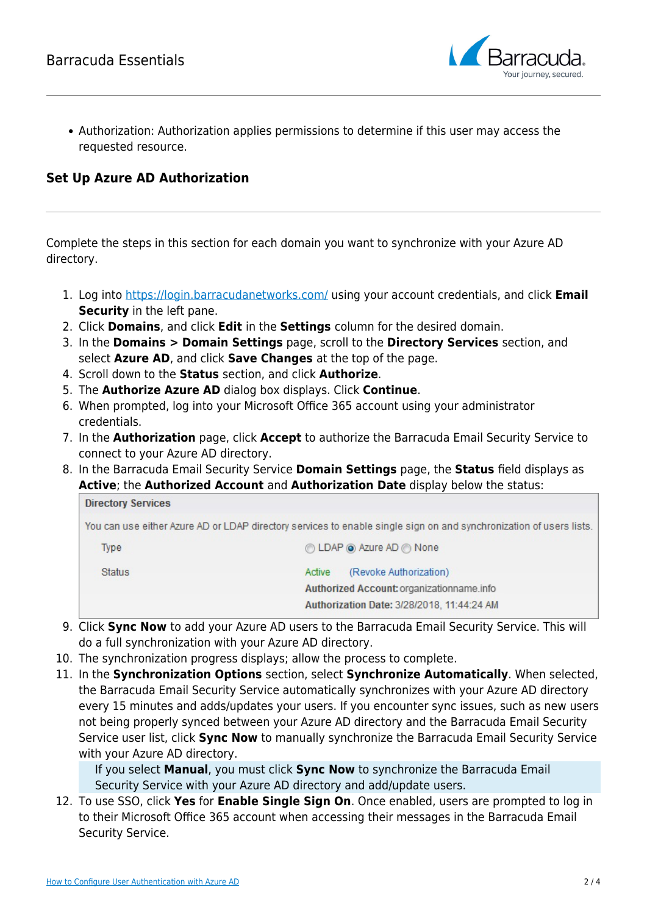- Authorization: Authorization applies permissions to determine if this user may access the requested resource.

## Set Up Azure AD Authorization

Complete the steps in this section for each domain you want to synchronize with your Azure AD directory.

1. Log into https://login.barracudanetworks.com/ using your account credentials, and click **Email Security** in the left pane.
2. Click **Domains**, and click **Edit** in the **Settings** column for the desired domain.
3. In the **Domains > Domain Settings** page, scroll to the **Directory Services** section, and select **Azure AD**, and click **Save Changes** at the top of the page.
4. Scroll down to the **Status** section, and click **Authorize**.
5. The **Authorize Azure AD** dialog box displays. Click **Continue**.
6. When prompted, log into your Microsoft Office 365 account using your administrator credentials.
7. In the **Authorization** page, click **Accept** to authorize the Barracuda Email Security Service to connect to your Azure AD directory.
8. In the Barracuda Email Security Service **Domain Settings** page, the **Status** field displays as **Active**; the **Authorized Account** and **Authorization Date** display below the status:

   **Directory Services**

   You can use either Azure AD or LDAP directory services to enable single sign on and synchronization of users lists.

   | | |
   |---|---|
   | Type | ○ LDAP ◉ Azure AD ○ None |
   | Status | Active (Revoke Authorization)<br>**Authorized Account:** organizationname.info<br>**Authorization Date:** 3/28/2018, 11:44:24 AM |

9. Click **Sync Now** to add your Azure AD users to the Barracuda Email Security Service. This will do a full synchronization with your Azure AD directory.
10. The synchronization progress displays; allow the process to complete.
11. In the **Synchronization Options** section, select **Synchronize Automatically**. When selected, the Barracuda Email Security Service automatically synchronizes with your Azure AD directory every 15 minutes and adds/updates your users. If you encounter sync issues, such as new users not being properly synced between your Azure AD directory and the Barracuda Email Security Service user list, click **Sync Now** to manually synchronize the Barracuda Email Security Service with your Azure AD directory.

    If you select **Manual**, you must click **Sync Now** to synchronize the Barracuda Email Security Service with your Azure AD directory and add/update users.

12. To use SSO, click **Yes** for **Enable Single Sign On**. Once enabled, users are prompted to log in to their Microsoft Office 365 account when accessing their messages in the Barracuda Email Security Service.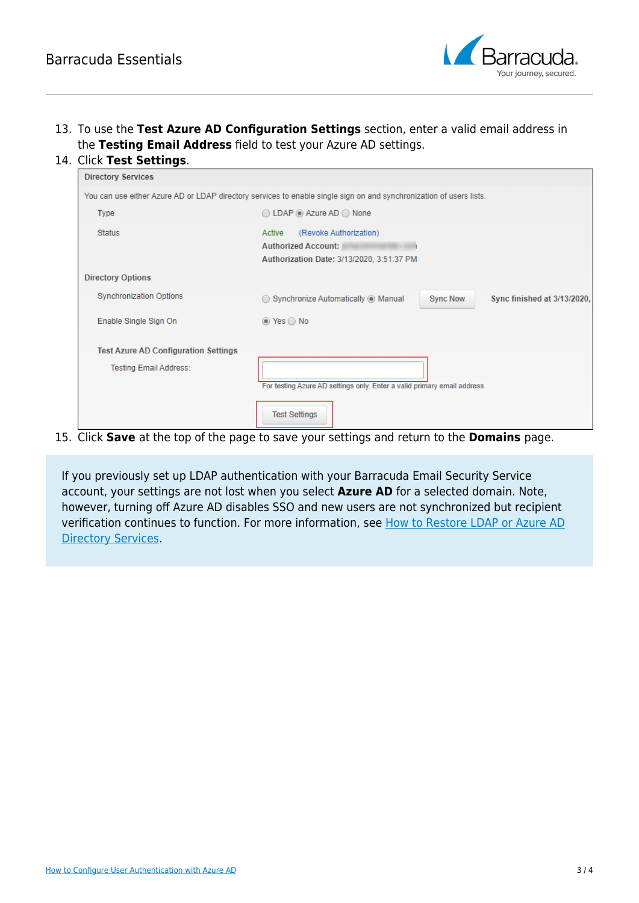13. To use the **Test Azure AD Configuration Settings** section, enter a valid email address in the **Testing Email Address** field to test your Azure AD settings.
14. Click **Test Settings**.
15. Click **Save** at the top of the page to save your settings and return to the **Domains** page.

If you previously set up LDAP authentication with your Barracuda Email Security Service account, your settings are not lost when you select **Azure AD** for a selected domain. Note, however, turning off Azure AD disables SSO and new users are not synchronized but recipient verification continues to function. For more information, see How to Restore LDAP or Azure AD Directory Services.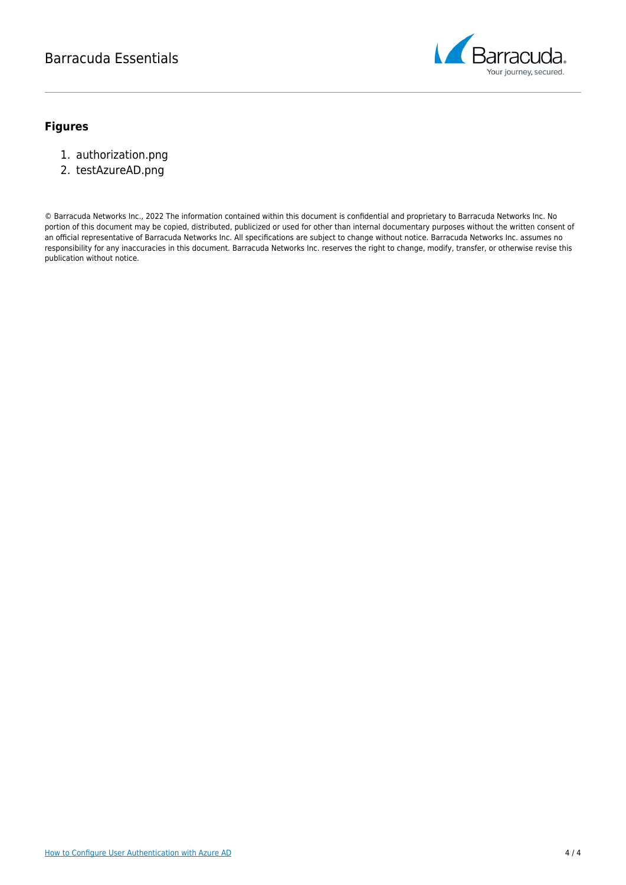## Figures

1. authorization.png
2. testAzureAD.png

© Barracuda Networks Inc., 2022 The information contained within this document is confidential and proprietary to Barracuda Networks Inc. No portion of this document may be copied, distributed, publicized or used for other than internal documentary purposes without the written consent of an official representative of Barracuda Networks Inc. All specifications are subject to change without notice. Barracuda Networks Inc. assumes no responsibility for any inaccuracies in this document. Barracuda Networks Inc. reserves the right to change, modify, transfer, or otherwise revise this publication without notice.